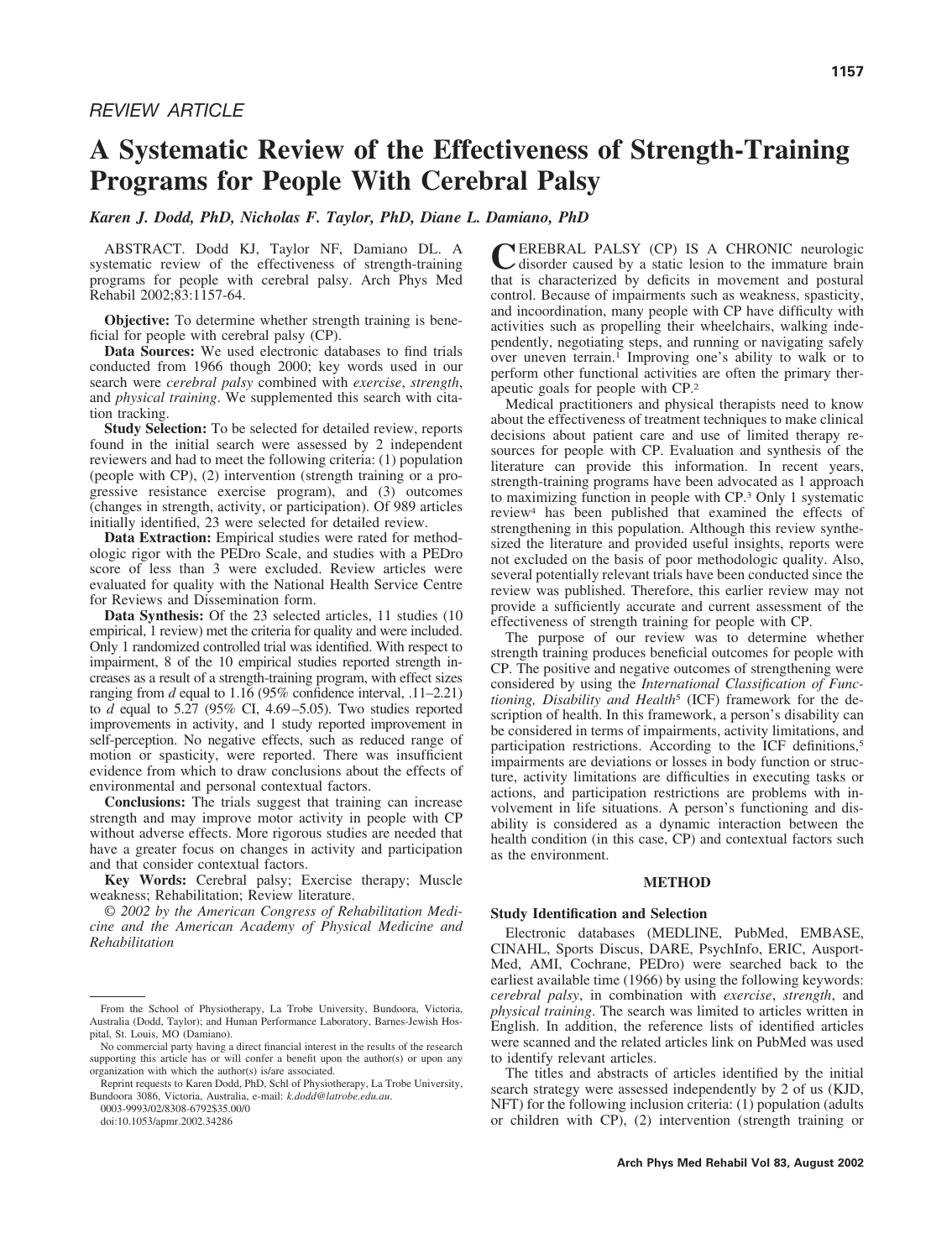## REVIEW ARTICLE

# A Systematic Review of the Effectiveness of Strength-Training Programs for People With Cerebral Palsy

*Karen J. Dodd, PhD, Nicholas F. Taylor, PhD, Diane L. Damiano, PhD*

ABSTRACT. Dodd KJ, Taylor NF, Damiano DL. A systematic review of the effectiveness of strength-training programs for people with cerebral palsy. Arch Phys Med Rehabil 2002;83:1157-64.

**Objective:** To determine whether strength training is beneficial for people with cerebral palsy (CP).

**Data Sources:** We used electronic databases to find trials conducted from 1966 though 2000; key words used in our search were *cerebral palsy* combined with *exercise*, *strength*, and *physical training*. We supplemented this search with citation tracking.

**Study Selection:** To be selected for detailed review, reports found in the initial search were assessed by 2 independent reviewers and had to meet the following criteria: (1) population (people with CP), (2) intervention (strength training or a progressive resistance exercise program), and (3) outcomes (changes in strength, activity, or participation). Of 989 articles initially identified, 23 were selected for detailed review.

**Data Extraction:** Empirical studies were rated for methodologic rigor with the PEDro Scale, and studies with a PEDro score of less than 3 were excluded. Review articles were evaluated for quality with the National Health Service Centre for Reviews and Dissemination form.

**Data Synthesis:** Of the 23 selected articles, 11 studies (10 empirical, 1 review) met the criteria for quality and were included. Only 1 randomized controlled trial was identified. With respect to impairment, 8 of the 10 empirical studies reported strength increases as a result of a strength-training program, with effect sizes ranging from $d$ equal to 1.16 (95% confidence interval, .11–2.21) to $d$ equal to 5.27 (95% CI, 4.69–5.05). Two studies reported improvements in activity, and 1 study reported improvement in self-perception. No negative effects, such as reduced range of motion or spasticity, were reported. There was insufficient evidence from which to draw conclusions about the effects of environmental and personal contextual factors.

**Conclusions:** The trials suggest that training can increase strength and may improve motor activity in people with CP without adverse effects. More rigorous studies are needed that have a greater focus on changes in activity and participation and that consider contextual factors.

**Key Words:** Cerebral palsy; Exercise therapy; Muscle weakness; Rehabilitation; Review literature.

*© 2002 by the American Congress of Rehabilitation Medicine and the American Academy of Physical Medicine and Rehabilitation*

From the School of Physiotherapy, La Trobe University, Bundoora, Victoria, Australia (Dodd, Taylor); and Human Performance Laboratory, Barnes-Jewish Hospital, St. Louis, MO (Damiano).

No commercial party having a direct financial interest in the results of the research supporting this article has or will confer a benefit upon the author(s) or upon any organization with which the author(s) is/are associated.

Reprint requests to Karen Dodd, PhD, Schl of Physiotherapy, La Trobe University, Bundoora 3086, Victoria, Australia, e-mail: *k.dodd@latrobe.edu.au*.

0003-9993/02/8308-6792$35.00/0

doi:10.1053/apmr.2002.34286

CEREBRAL PALSY (CP) IS A CHRONIC neurologic disorder caused by a static lesion to the immature brain that is characterized by deficits in movement and postural control. Because of impairments such as weakness, spasticity, and incoordination, many people with CP have difficulty with activities such as propelling their wheelchairs, walking independently, negotiating steps, and running or navigating safely over uneven terrain.[1] Improving one's ability to walk or to perform other functional activities are often the primary therapeutic goals for people with CP.[2]

Medical practitioners and physical therapists need to know about the effectiveness of treatment techniques to make clinical decisions about patient care and use of limited therapy resources for people with CP. Evaluation and synthesis of the literature can provide this information. In recent years, strength-training programs have been advocated as 1 approach to maximizing function in people with CP.[3] Only 1 systematic review[4] has been published that examined the effects of strengthening in this population. Although this review synthesized the literature and provided useful insights, reports were not excluded on the basis of poor methodologic quality. Also, several potentially relevant trials have been conducted since the review was published. Therefore, this earlier review may not provide a sufficiently accurate and current assessment of the effectiveness of strength training for people with CP.

The purpose of our review was to determine whether strength training produces beneficial outcomes for people with CP. The positive and negative outcomes of strengthening were considered by using the *International Classification of Functioning, Disability and Health*[5] (ICF) framework for the description of health. In this framework, a person's disability can be considered in terms of impairments, activity limitations, and participation restrictions. According to the ICF definitions,[5] impairments are deviations or losses in body function or structure, activity limitations are difficulties in executing tasks or actions, and participation restrictions are problems with involvement in life situations. A person's functioning and disability is considered as a dynamic interaction between the health condition (in this case, CP) and contextual factors such as the environment.

## METHOD

### Study Identification and Selection

Electronic databases (MEDLINE, PubMed, EMBASE, CINAHL, Sports Discus, DARE, PsychInfo, ERIC, AusportMed, AMI, Cochrane, PEDro) were searched back to the earliest available time (1966) by using the following keywords: *cerebral palsy*, in combination with *exercise*, *strength*, and *physical training*. The search was limited to articles written in English. In addition, the reference lists of identified articles were scanned and the related articles link on PubMed was used to identify relevant articles.

The titles and abstracts of articles identified by the initial search strategy were assessed independently by 2 of us (KJD, NFT) for the following inclusion criteria: (1) population (adults or children with CP), (2) intervention (strength training or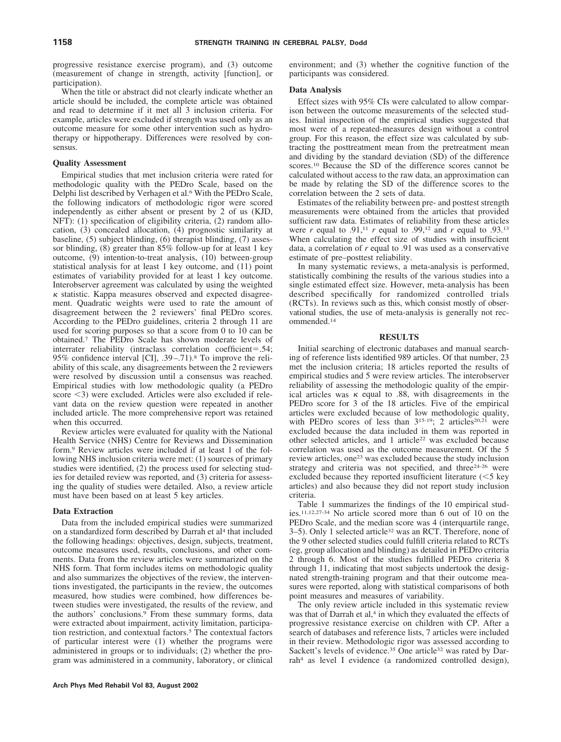progressive resistance exercise program), and (3) outcome (measurement of change in strength, activity [function], or participation).

When the title or abstract did not clearly indicate whether an article should be included, the complete article was obtained and read to determine if it met all 3 inclusion criteria. For example, articles were excluded if strength was used only as an outcome measure for some other intervention such as hydrotherapy or hippotherapy. Differences were resolved by consensus.

### Quality Assessment

Empirical studies that met inclusion criteria were rated for methodologic quality with the PEDro Scale, based on the Delphi list described by Verhagen et al.[6] With the PEDro Scale, the following indicators of methodologic rigor were scored independently as either absent or present by 2 of us (KJD, NFT): (1) specification of eligibility criteria, (2) random allocation, (3) concealed allocation, (4) prognostic similarity at baseline, (5) subject blinding, (6) therapist blinding, (7) assessor blinding, (8) greater than 85% follow-up for at least 1 key outcome, (9) intention-to-treat analysis, (10) between-group statistical analysis for at least 1 key outcome, and (11) point estimates of variability provided for at least 1 key outcome. Interobserver agreement was calculated by using the weighted $\kappa$ statistic. Kappa measures observed and expected disagreement. Quadratic weights were used to rate the amount of disagreement between the 2 reviewers' final PEDro scores. According to the PEDro guidelines, criteria 2 through 11 are used for scoring purposes so that a score from 0 to 10 can be obtained.[7] The PEDro Scale has shown moderate levels of interrater reliability (intraclass correlation coefficient=.54; 95% confidence interval [CI], .39–.71).[8] To improve the reliability of this scale, any disagreements between the 2 reviewers were resolved by discussion until a consensus was reached. Empirical studies with low methodologic quality (a PEDro score <3) were excluded. Articles were also excluded if relevant data on the review question were repeated in another included article. The more comprehensive report was retained when this occurred.

Review articles were evaluated for quality with the National Health Service (NHS) Centre for Reviews and Dissemination form.[9] Review articles were included if at least 1 of the following NHS inclusion criteria were met: (1) sources of primary studies were identified, (2) the process used for selecting studies for detailed review was reported, and (3) criteria for assessing the quality of studies were detailed. Also, a review article must have been based on at least 5 key articles.

### Data Extraction

Data from the included empirical studies were summarized on a standardized form described by Darrah et al[4] that included the following headings: objectives, design, subjects, treatment, outcome measures used, results, conclusions, and other comments. Data from the review articles were summarized on the NHS form. That form includes items on methodologic quality and also summarizes the objectives of the review, the interventions investigated, the participants in the review, the outcomes measured, how studies were combined, how differences between studies were investigated, the results of the review, and the authors' conclusions.[9] From these summary forms, data were extracted about impairment, activity limitation, participation restriction, and contextual factors.[5] The contextual factors of particular interest were (1) whether the programs were administered in groups or to individuals; (2) whether the program was administered in a community, laboratory, or clinical environment; and (3) whether the cognitive function of the participants was considered.

### Data Analysis

Effect sizes with 95% CIs were calculated to allow comparison between the outcome measurements of the selected studies. Initial inspection of the empirical studies suggested that most were of a repeated-measures design without a control group. For this reason, the effect size was calculated by subtracting the posttreatment mean from the pretreatment mean and dividing by the standard deviation (SD) of the difference scores.[10] Because the SD of the difference scores cannot be calculated without access to the raw data, an approximation can be made by relating the SD of the difference scores to the correlation between the 2 sets of data.

Estimates of the reliability between pre- and posttest strength measurements were obtained from the articles that provided sufficient raw data. Estimates of reliability from these articles were $r$ equal to .91,[11] $r$ equal to .99,[12] and $r$ equal to .93.[13] When calculating the effect size of studies with insufficient data, a correlation of $r$ equal to .91 was used as a conservative estimate of pre–posttest reliability.

In many systematic reviews, a meta-analysis is performed, statistically combining the results of the various studies into a single estimated effect size. However, meta-analysis has been described specifically for randomized controlled trials (RCTs). In reviews such as this, which consist mostly of observational studies, the use of meta-analysis is generally not recommended.[14]

## RESULTS

Initial searching of electronic databases and manual searching of reference lists identified 989 articles. Of that number, 23 met the inclusion criteria; 18 articles reported the results of empirical studies and 5 were review articles. The interobserver reliability of assessing the methodologic quality of the empirical articles was $\kappa$ equal to .88, with disagreements in the PEDro score for 3 of the 18 articles. Five of the empirical articles were excluded because of low methodologic quality, with PEDro scores of less than 3[15-19]; 2 articles[20,21] were excluded because the data included in them was reported in other selected articles, and 1 article[22] was excluded because correlation was used as the outcome measurement. Of the 5 review articles, one[23] was excluded because the study inclusion strategy and criteria was not specified, and three[24-26] were excluded because they reported insufficient literature (<5 key articles) and also because they did not report study inclusion criteria.

Table 1 summarizes the findings of the 10 empirical studies.[11,12,27-34] No article scored more than 6 out of 10 on the PEDro Scale, and the median score was 4 (interquartile range, 3–5). Only 1 selected article[32] was an RCT. Therefore, none of the 9 other selected studies could fulfill criteria related to RCTs (eg, group allocation and blinding) as detailed in PEDro criteria 2 through 6. Most of the studies fulfilled PEDro criteria 8 through 11, indicating that most subjects undertook the designated strength-training program and that their outcome measures were reported, along with statistical comparisons of both point measures and measures of variability.

The only review article included in this systematic review was that of Darrah et al,[4] in which they evaluated the effects of progressive resistance exercise on children with CP. After a search of databases and reference lists, 7 articles were included in their review. Methodologic rigor was assessed according to Sackett's levels of evidence.[35] One article[32] was rated by Darrah[4] as level I evidence (a randomized controlled design),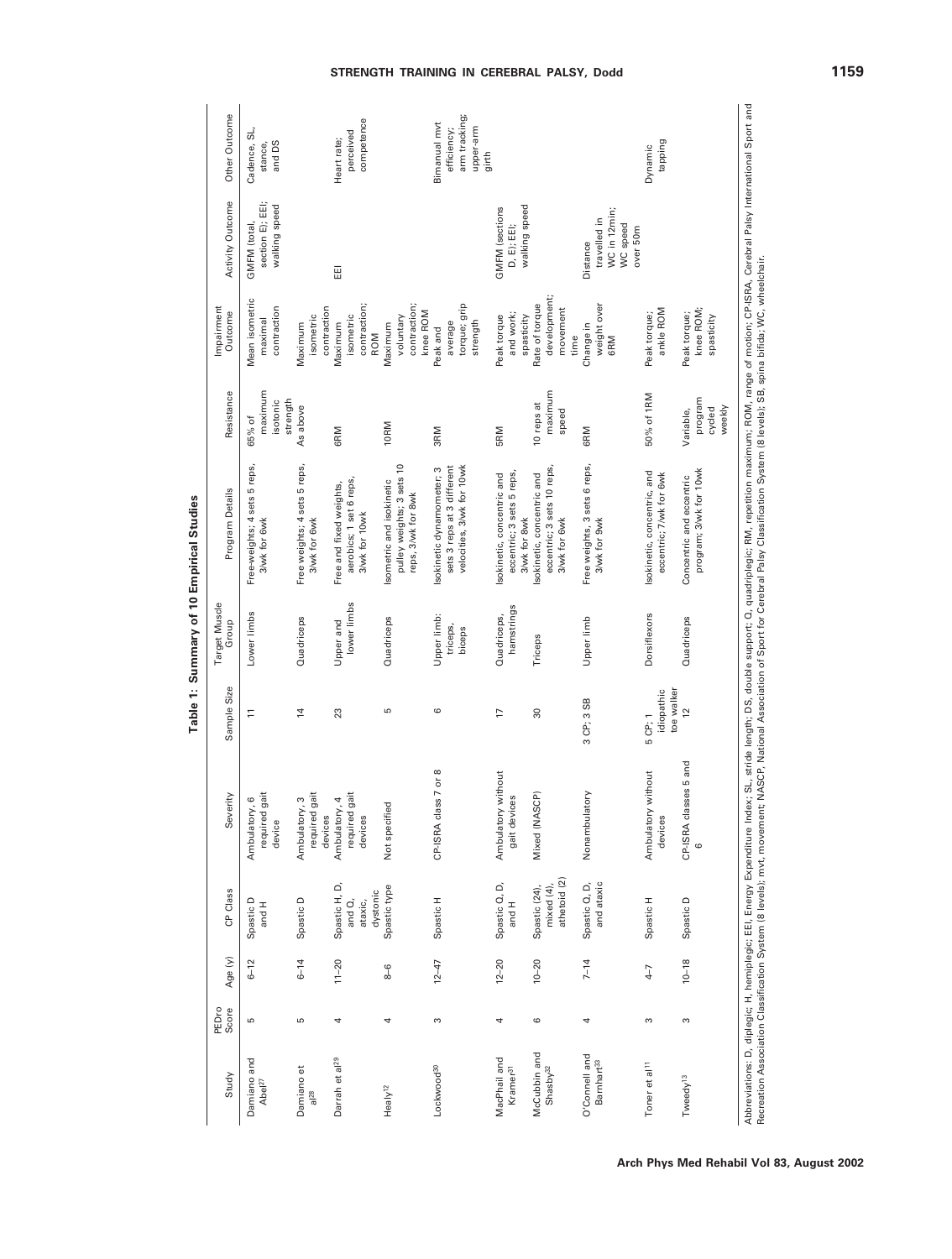**Table 1: Summary of 10 Empirical Studies**

| Study | PEDro Score | Age (y) | CP Class | Severity | Sample Size | Target Muscle Group | Program Details | Resistance | Impairment Outcome | Activity Outcome | Other Outcome |
|---|---|---|---|---|---|---|---|---|---|---|---|
| Damiano and Abel[27] | 5 | 6–12 | Spastic D and H | Ambulatory, 6 required gait device | 11 | Lower limbs | Free-weights; 4 sets 5 reps, 3/wk for 6wk | 65% of maximum isotonic strength | Mean isometric maximal contraction | GMFM (total, section E); EEI; walking speed | Cadence, SL, stance, and DS |
| Damiano et al[28] | 5 | 6–14 | Spastic D | Ambulatory, 3 required gait devices | 14 | Quadriceps | Free weights; 4 sets 5 reps, 3/wk for 6wk | As above | Maximum isometric contraction | | |
| Darrah et al[29] | 4 | 11–20 | Spastic H, D, and Q, ataxic, dystonic | Ambulatory, 4 required gait devices | 23 | Upper and lower limbs | Free and fixed weights, aerobics; 1 set 6 reps, 3/wk for 10wk | 6RM | Maximum isometric contraction; ROM | EEI | Heart rate; perceived competence |
| Healy[12] | 4 | 8–6 | Spastic type | Not specified | 5 | Quadriceps | Isometric and isokinetic pulley weights; 3 sets 10 reps, 3/wk for 8wk | 10RM | Maximum voluntary contraction; knee ROM | | |
| Lockwood[30] | 3 | 12–47 | Spastic H | CP-ISRA class 7 or 8 | 6 | Upper limb: triceps, biceps | Isokinetic dynamometer; 3 sets 3 reps at 3 different velocities, 3/wk for 10wk | 3RM | Peak and average torque; grip strength | | Bimanual mvt efficiency; arm tracking; upper-arm girth |
| MacPhail and Kramer[31] | 4 | 12–20 | Spastic Q, D, and H | Ambulatory without gait devices | 17 | Quadriceps, hamstrings | Isokinetic, concentric and eccentric; 3 sets 5 reps, 3/wk for 8wk | 5RM | Peak torque and work; spasticity | GMFM (sections D, E); EEI; walking speed | |
| McCubbin and Shasby[32] | 6 | 10–20 | Spastic (24), mixed (4), athetoid (2) | Mixed (NASCP) | 30 | Triceps | Isokinetic, concentric and eccentric; 3 sets 10 reps, 3/wk for 6wk | 10 reps at maximum speed | Rate of torque development; movement time | | |
| O'Connell and Barnhart[33] | 4 | 7–14 | Spastic Q, D, and ataxic | Nonambulatory | 3 CP; 3 SB | Upper limb | Free weights, 3 sets 6 reps, 3/wk for 9wk | 6RM | Change in weight over 6RM | Distance travelled in WC in 12min; WC speed over 50m | |
| Toner et al[11] | 3 | 4–7 | Spastic H | Ambulatory without devices | 5 CP; 1 idiopathic toe walker | Dorsiflexors | Isokinetic, concentric, and eccentric; 7/wk for 6wk | 50% of 1RM | Peak torque; ankle ROM | | Dynamic tapping |
| Tweedy[13] | 3 | 10–18 | Spastic D | CP-ISRA classes 5 and 6 | 12 | Quadriceps | Concentric and eccentric program; 3/wk for 10wk | Variable, program cycled weekly | Peak torque; knee ROM; spasticity | | |

Abbreviations: D, diplegic; H, hemiplegic; EEI, Energy Expenditure Index; SL, stride length; DS, double support; Q, quadriplegic; RM, repetition maximum; ROM, range of motion; CP-ISRA, Cerebral Palsy International Sport and Recreation Association Classification System (8 levels); mvt, movement; NASCP, National Association of Sport for Cerebral Palsy Classification System (8 levels); SB, spina bifida; WC, wheelchair.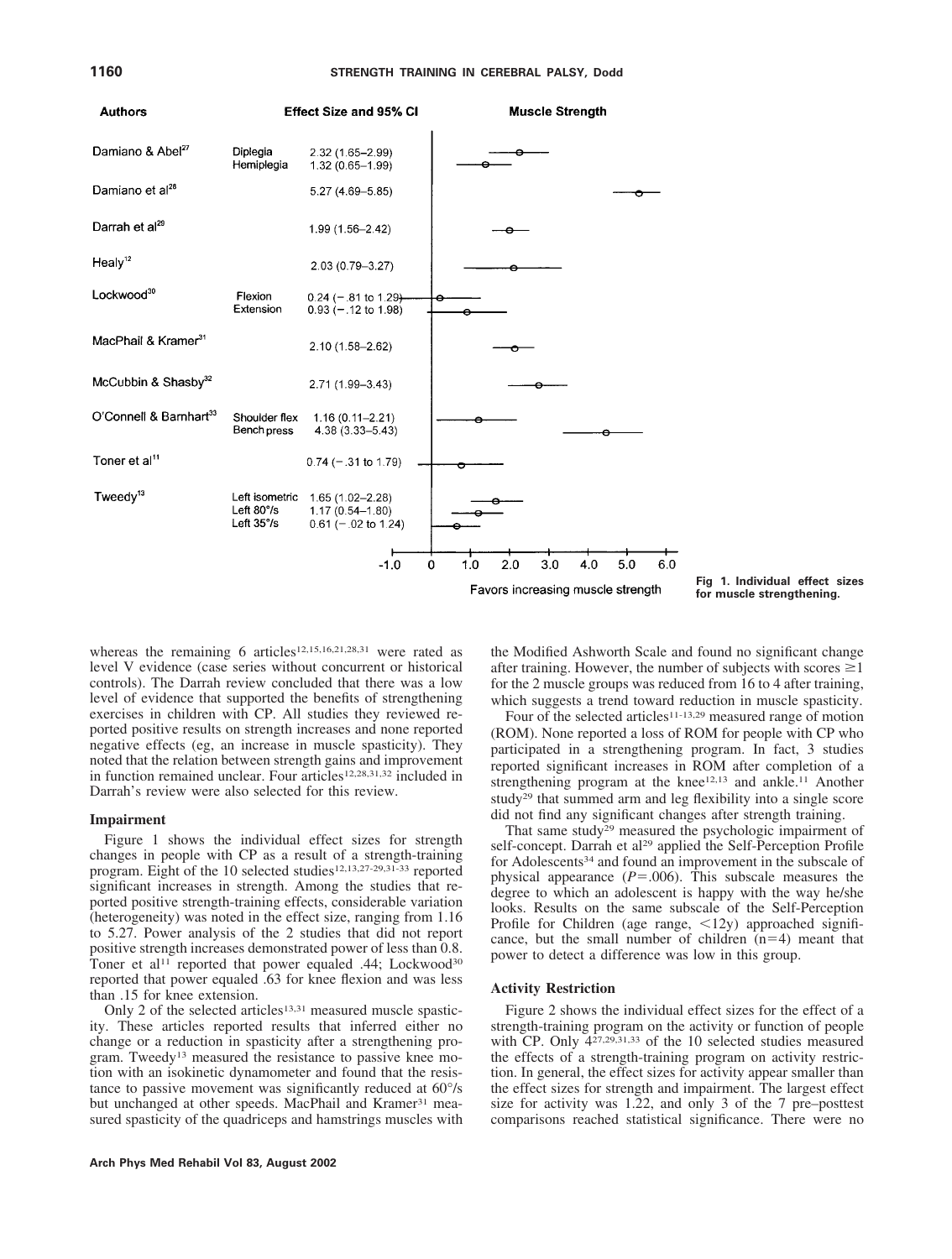| Authors | | Effect Size and 95% CI |
|---|---|---|
| Damiano & Abel[27] | Diplegia | 2.32 (1.65–2.99) |
| | Hemiplegia | 1.32 (0.65–1.99) |
| Damiano et al[28] | | 5.27 (4.69–5.85) |
| Darrah et al[29] | | 1.99 (1.56–2.42) |
| Healy[12] | | 2.03 (0.79–3.27) |
| Lockwood[30] | Flexion | 0.24 (−.81 to 1.29) |
| | Extension | 0.93 (−.12 to 1.98) |
| MacPhail & Kramer[31] | | 2.10 (1.58–2.62) |
| McCubbin & Shasby[32] | | 2.71 (1.99–3.43) |
| O'Connell & Barnhart[33] | Shoulder flex | 1.16 (0.11–2.21) |
| | Bench press | 4.38 (3.33–5.43) |
| Toner et al[11] | | 0.74 (−.31 to 1.79) |
| Tweedy[13] | Left isometric | 1.65 (1.02–2.28) |
| | Left 80°/s | 1.17 (0.54–1.80) |
| | Left 35°/s | 0.61 (−.02 to 1.24) |

Muscle Strength — Favors increasing muscle strength

**Fig 1. Individual effect sizes for muscle strengthening.**

whereas the remaining 6 articles[12,15,16,21,28,31] were rated as level V evidence (case series without concurrent or historical controls). The Darrah review concluded that there was a low level of evidence that supported the benefits of strengthening exercises in children with CP. All studies they reviewed reported positive results on strength increases and none reported negative effects (eg, an increase in muscle spasticity). They noted that the relation between strength gains and improvement in function remained unclear. Four articles[12,28,31,32] included in Darrah's review were also selected for this review.

### Impairment

Figure 1 shows the individual effect sizes for strength changes in people with CP as a result of a strength-training program. Eight of the 10 selected studies[12,13,27-29,31-33] reported significant increases in strength. Among the studies that reported positive strength-training effects, considerable variation (heterogeneity) was noted in the effect size, ranging from 1.16 to 5.27. Power analysis of the 2 studies that did not report positive strength increases demonstrated power of less than 0.8. Toner et al[11] reported that power equaled .44; Lockwood[30] reported that power equaled .63 for knee flexion and was less than .15 for knee extension.

Only 2 of the selected articles[13,31] measured muscle spasticity. These articles reported results that inferred either no change or a reduction in spasticity after a strengthening program. Tweedy[13] measured the resistance to passive knee motion with an isokinetic dynamometer and found that the resistance to passive movement was significantly reduced at 60°/s but unchanged at other speeds. MacPhail and Kramer[31] measured spasticity of the quadriceps and hamstrings muscles with the Modified Ashworth Scale and found no significant change after training. However, the number of subjects with scores $\geq 1$ for the 2 muscle groups was reduced from 16 to 4 after training, which suggests a trend toward reduction in muscle spasticity.

Four of the selected articles[11-13,29] measured range of motion (ROM). None reported a loss of ROM for people with CP who participated in a strengthening program. In fact, 3 studies reported significant increases in ROM after completion of a strengthening program at the knee[12,13] and ankle.[11] Another study[29] that summed arm and leg flexibility into a single score did not find any significant changes after strength training.

That same study[29] measured the psychologic impairment of self-concept. Darrah et al[29] applied the Self-Perception Profile for Adolescents[34] and found an improvement in the subscale of physical appearance ($P = .006$). This subscale measures the degree to which an adolescent is happy with the way he/she looks. Results on the same subscale of the Self-Perception Profile for Children (age range, <12y) approached significance, but the small number of children ($n = 4$) meant that power to detect a difference was low in this group.

### Activity Restriction

Figure 2 shows the individual effect sizes for the effect of a strength-training program on the activity or function of people with CP. Only 4[27,29,31,33] of the 10 selected studies measured the effects of a strength-training program on activity restriction. In general, the effect sizes for activity appear smaller than the effect sizes for strength and impairment. The largest effect size for activity was 1.22, and only 3 of the 7 pre–posttest comparisons reached statistical significance. There were no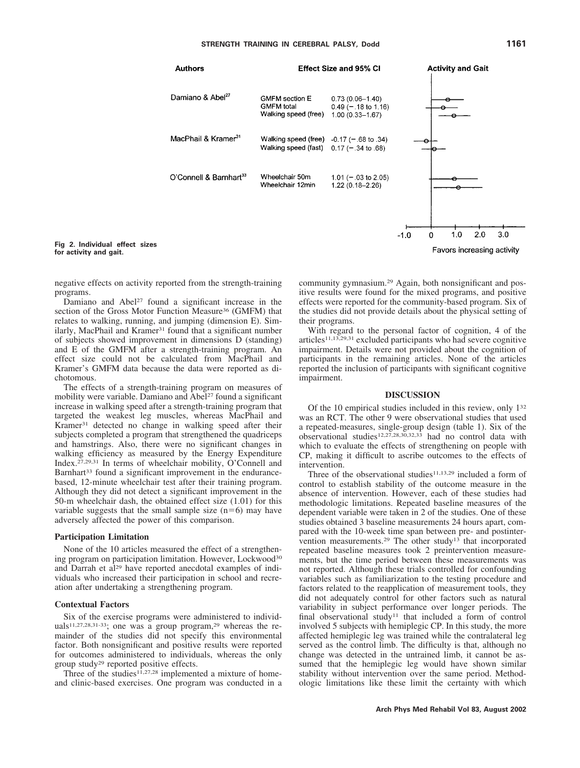| Authors | Effect Size and 95% CI | | Activity and Gait |
|---|---|---|---|
| Damiano & Abel[27] | GMFM section E | 0.73 (0.06–1.40) | |
| | GMFM total | 0.49 (−.18 to 1.16) | |
| | Walking speed (free) | 1.00 (0.33–1.67) | |
| MacPhail & Kramer[31] | Walking speed (free) | -0.17 (−.68 to .34) | |
| | Walking speed (fast) | 0.17 (−.34 to .68) | |
| O'Connell & Barnhart[33] | Wheelchair 50m | 1.01 (−.03 to 2.05) | |
| | Wheelchair 12min | 1.22 (0.18–2.26) | |

Favors increasing activity

**Fig 2. Individual effect sizes for activity and gait.**

negative effects on activity reported from the strength-training programs.

Damiano and Abel[27] found a significant increase in the section of the Gross Motor Function Measure[36] (GMFM) that relates to walking, running, and jumping (dimension E). Similarly, MacPhail and Kramer[31] found that a significant number of subjects showed improvement in dimensions D (standing) and E of the GMFM after a strength-training program. An effect size could not be calculated from MacPhail and Kramer's GMFM data because the data were reported as dichotomous.

The effects of a strength-training program on measures of mobility were variable. Damiano and Abel[27] found a significant increase in walking speed after a strength-training program that targeted the weakest leg muscles, whereas MacPhail and Kramer[31] detected no change in walking speed after their subjects completed a program that strengthened the quadriceps and hamstrings. Also, there were no significant changes in walking efficiency as measured by the Energy Expenditure Index.[27,29,31] In terms of wheelchair mobility, O'Connell and Barnhart[33] found a significant improvement in the endurance-based, 12-minute wheelchair test after their training program. Although they did not detect a significant improvement in the 50-m wheelchair dash, the obtained effect size (1.01) for this variable suggests that the small sample size ($n=6$) may have adversely affected the power of this comparison.

### Participation Limitation

None of the 10 articles measured the effect of a strengthening program on participation limitation. However, Lockwood[30] and Darrah et al[29] have reported anecdotal examples of individuals who increased their participation in school and recreation after undertaking a strengthening program.

### Contextual Factors

Six of the exercise programs were administered to individuals[11,27,28,31-33]; one was a group program,[29] whereas the remainder of the studies did not specify this environmental factor. Both nonsignificant and positive results were reported for outcomes administered to individuals, whereas the only group study[29] reported positive effects.

Three of the studies[11,27,28] implemented a mixture of home- and clinic-based exercises. One program was conducted in a community gymnasium.[29] Again, both nonsignificant and positive results were found for the mixed programs, and positive effects were reported for the community-based program. Six of the studies did not provide details about the physical setting of their programs.

With regard to the personal factor of cognition, 4 of the articles[11,13,29,31] excluded participants who had severe cognitive impairment. Details were not provided about the cognition of participants in the remaining articles. None of the articles reported the inclusion of participants with significant cognitive impairment.

## DISCUSSION

Of the 10 empirical studies included in this review, only 1[32] was an RCT. The other 9 were observational studies that used a repeated-measures, single-group design (table 1). Six of the observational studies[12,27,28,30,32,33] had no control data with which to evaluate the effects of strengthening on people with CP, making it difficult to ascribe outcomes to the effects of intervention.

Three of the observational studies[11,13,29] included a form of control to establish stability of the outcome measure in the absence of intervention. However, each of these studies had methodologic limitations. Repeated baseline measures of the dependent variable were taken in 2 of the studies. One of these studies obtained 3 baseline measurements 24 hours apart, compared with the 10-week time span between pre- and postintervention measurements.[29] The other study[13] that incorporated repeated baseline measures took 2 preintervention measurements, but the time period between these measurements was not reported. Although these trials controlled for confounding variables such as familiarization to the testing procedure and factors related to the reapplication of measurement tools, they did not adequately control for other factors such as natural variability in subject performance over longer periods. The final observational study[11] that included a form of control involved 5 subjects with hemiplegic CP. In this study, the more affected hemiplegic leg was trained while the contralateral leg served as the control limb. The difficulty is that, although no change was detected in the untrained limb, it cannot be assumed that the hemiplegic leg would have shown similar stability without intervention over the same period. Methodologic limitations like these limit the certainty with which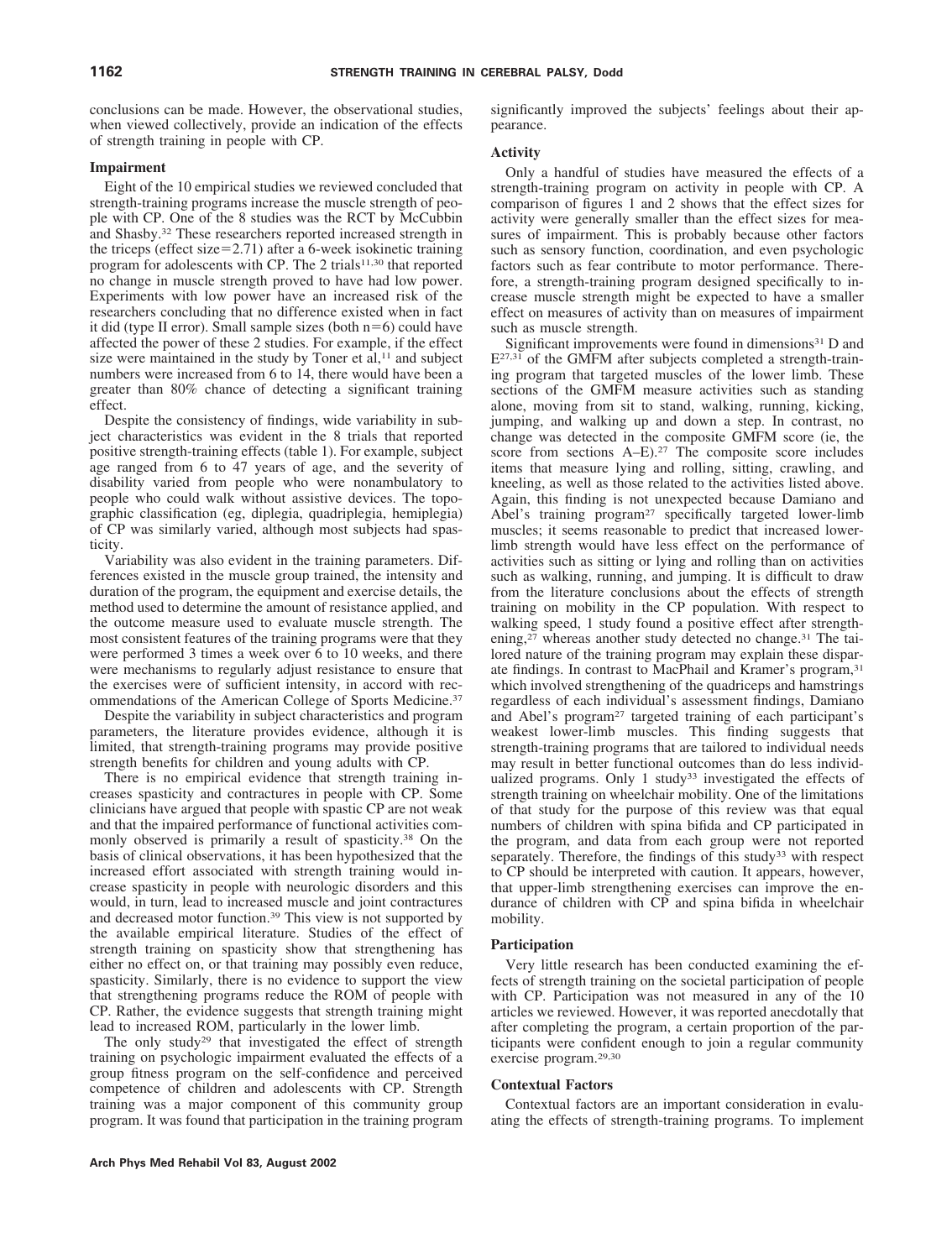conclusions can be made. However, the observational studies, when viewed collectively, provide an indication of the effects of strength training in people with CP.

### Impairment

Eight of the 10 empirical studies we reviewed concluded that strength-training programs increase the muscle strength of people with CP. One of the 8 studies was the RCT by McCubbin and Shasby.[32] These researchers reported increased strength in the triceps (effect size=2.71) after a 6-week isokinetic training program for adolescents with CP. The 2 trials[11,30] that reported no change in muscle strength proved to have had low power. Experiments with low power have an increased risk of the researchers concluding that no difference existed when in fact it did (type II error). Small sample sizes (both n=6) could have affected the power of these 2 studies. For example, if the effect size were maintained in the study by Toner et al,[11] and subject numbers were increased from 6 to 14, there would have been a greater than 80% chance of detecting a significant training effect.

Despite the consistency of findings, wide variability in subject characteristics was evident in the 8 trials that reported positive strength-training effects (table 1). For example, subject age ranged from 6 to 47 years of age, and the severity of disability varied from people who were nonambulatory to people who could walk without assistive devices. The topographic classification (eg, diplegia, quadriplegia, hemiplegia) of CP was similarly varied, although most subjects had spasticity.

Variability was also evident in the training parameters. Differences existed in the muscle group trained, the intensity and duration of the program, the equipment and exercise details, the method used to determine the amount of resistance applied, and the outcome measure used to evaluate muscle strength. The most consistent features of the training programs were that they were performed 3 times a week over 6 to 10 weeks, and there were mechanisms to regularly adjust resistance to ensure that the exercises were of sufficient intensity, in accord with recommendations of the American College of Sports Medicine.[37]

Despite the variability in subject characteristics and program parameters, the literature provides evidence, although it is limited, that strength-training programs may provide positive strength benefits for children and young adults with CP.

There is no empirical evidence that strength training increases spasticity and contractures in people with CP. Some clinicians have argued that people with spastic CP are not weak and that the impaired performance of functional activities commonly observed is primarily a result of spasticity.[38] On the basis of clinical observations, it has been hypothesized that the increased effort associated with strength training would increase spasticity in people with neurologic disorders and this would, in turn, lead to increased muscle and joint contractures and decreased motor function.[39] This view is not supported by the available empirical literature. Studies of the effect of strength training on spasticity show that strengthening has either no effect on, or that training may possibly even reduce, spasticity. Similarly, there is no evidence to support the view that strengthening programs reduce the ROM of people with CP. Rather, the evidence suggests that strength training might lead to increased ROM, particularly in the lower limb.

The only study[29] that investigated the effect of strength training on psychologic impairment evaluated the effects of a group fitness program on the self-confidence and perceived competence of children and adolescents with CP. Strength training was a major component of this community group program. It was found that participation in the training program significantly improved the subjects' feelings about their appearance.

### Activity

Only a handful of studies have measured the effects of a strength-training program on activity in people with CP. A comparison of figures 1 and 2 shows that the effect sizes for activity were generally smaller than the effect sizes for measures of impairment. This is probably because other factors such as sensory function, coordination, and even psychologic factors such as fear contribute to motor performance. Therefore, a strength-training program designed specifically to increase muscle strength might be expected to have a smaller effect on measures of activity than on measures of impairment such as muscle strength.

Significant improvements were found in dimensions[31] D and E[27,31] of the GMFM after subjects completed a strength-training program that targeted muscles of the lower limb. These sections of the GMFM measure activities such as standing alone, moving from sit to stand, walking, running, kicking, jumping, and walking up and down a step. In contrast, no change was detected in the composite GMFM score (ie, the score from sections A–E).[27] The composite score includes items that measure lying and rolling, sitting, crawling, and kneeling, as well as those related to the activities listed above. Again, this finding is not unexpected because Damiano and Abel's training program[27] specifically targeted lower-limb muscles; it seems reasonable to predict that increased lower-limb strength would have less effect on the performance of activities such as sitting or lying and rolling than on activities such as walking, running, and jumping. It is difficult to draw from the literature conclusions about the effects of strength training on mobility in the CP population. With respect to walking speed, 1 study found a positive effect after strengthening,[27] whereas another study detected no change.[31] The tailored nature of the training program may explain these disparate findings. In contrast to MacPhail and Kramer's program,[31] which involved strengthening of the quadriceps and hamstrings regardless of each individual's assessment findings, Damiano and Abel's program[27] targeted training of each participant's weakest lower-limb muscles. This finding suggests that strength-training programs that are tailored to individual needs may result in better functional outcomes than do less individualized programs. Only 1 study[33] investigated the effects of strength training on wheelchair mobility. One of the limitations of that study for the purpose of this review was that equal numbers of children with spina bifida and CP participated in the program, and data from each group were not reported separately. Therefore, the findings of this study[33] with respect to CP should be interpreted with caution. It appears, however, that upper-limb strengthening exercises can improve the endurance of children with CP and spina bifida in wheelchair mobility.

### Participation

Very little research has been conducted examining the effects of strength training on the societal participation of people with CP. Participation was not measured in any of the 10 articles we reviewed. However, it was reported anecdotally that after completing the program, a certain proportion of the participants were confident enough to join a regular community exercise program.[29,30]

### Contextual Factors

Contextual factors are an important consideration in evaluating the effects of strength-training programs. To implement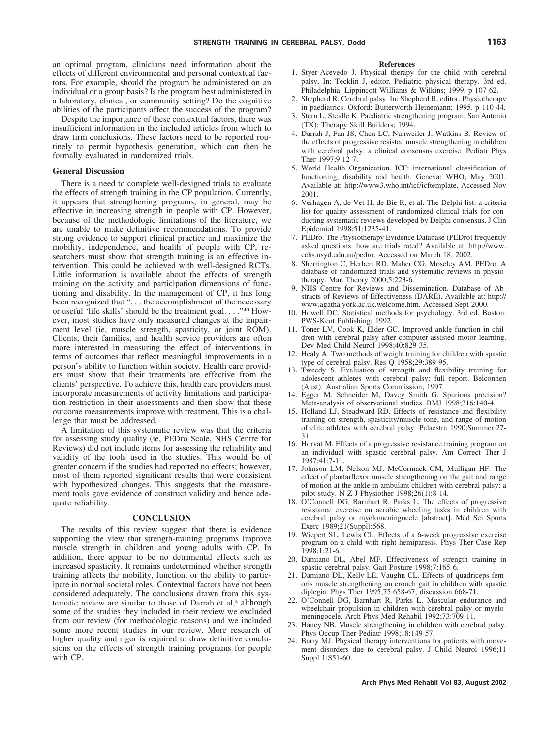an optimal program, clinicians need information about the effects of different environmental and personal contextual factors. For example, should the program be administered on an individual or a group basis? Is the program best administered in a laboratory, clinical, or community setting? Do the cognitive abilities of the participants affect the success of the program?

Despite the importance of these contextual factors, there was insufficient information in the included articles from which to draw firm conclusions. These factors need to be reported routinely to permit hypothesis generation, which can then be formally evaluated in randomized trials.

### General Discussion

There is a need to complete well-designed trials to evaluate the effects of strength training in the CP population. Currently, it appears that strengthening programs, in general, may be effective in increasing strength in people with CP. However, because of the methodologic limitations of the literature, we are unable to make definitive recommendations. To provide strong evidence to support clinical practice and maximize the mobility, independence, and health of people with CP, researchers must show that strength training is an effective intervention. This could be achieved with well-designed RCTs. Little information is available about the effects of strength training on the activity and participation dimensions of functioning and disability. In the management of CP, it has long been recognized that ". . . the accomplishment of the necessary or useful 'life skills' should be the treatment goal. . . ."[40] However, most studies have only measured changes at the impairment level (ie, muscle strength, spasticity, or joint ROM). Clients, their families, and health service providers are often more interested in measuring the effect of interventions in terms of outcomes that reflect meaningful improvements in a person's ability to function within society. Health care providers must show that their treatments are effective from the clients' perspective. To achieve this, health care providers must incorporate measurements of activity limitations and participation restriction in their assessments and then show that these outcome measurements improve with treatment. This is a challenge that must be addressed.

A limitation of this systematic review was that the criteria for assessing study quality (ie, PEDro Scale, NHS Centre for Reviews) did not include items for assessing the reliability and validity of the tools used in the studies. This would be of greater concern if the studies had reported no effects; however, most of them reported significant results that were consistent with hypothesized changes. This suggests that the measurement tools gave evidence of construct validity and hence adequate reliability.

## CONCLUSION

The results of this review suggest that there is evidence supporting the view that strength-training programs improve muscle strength in children and young adults with CP. In addition, there appear to be no detrimental effects such as increased spasticity. It remains undetermined whether strength training affects the mobility, function, or the ability to participate in normal societal roles. Contextual factors have not been considered adequately. The conclusions drawn from this systematic review are similar to those of Darrah et al,[4] although some of the studies they included in their review we excluded from our review (for methodologic reasons) and we included some more recent studies in our review. More research of higher quality and rigor is required to draw definitive conclusions on the effects of strength training programs for people with CP.

### References

1. Styer-Acevedo J. Physical therapy for the child with cerebral palsy. In: Tecklin J, editor. Pediatric physical therapy. 3rd ed. Philadelphia: Lippincott Williams & Wilkins; 1999. p 107-62.
2. Shepherd R. Cerebral palsy. In: Shepherd R, editor. Physiotherapy in paediatrics. Oxford: Butterworth-Heinemann; 1995. p 110-44.
3. Stern L, Steidle K. Paediatric strengthening program. San Antonio (TX): Therapy Skill Builders; 1994.
4. Darrah J, Fan JS, Chen LC, Nunweiler J, Watkins B. Review of the effects of progressive resisted muscle strengthening in children with cerebral palsy: a clinical consensus exercise. Pediatr Phys Ther 1997;9:12-7.
5. World Health Organization. ICF: international classification of functioning, disability and health. Geneva: WHO; May 2001. Available at: http://www3.who.int/icf/icftemplate. Accessed Nov 2001.
6. Verhagen A, de Vet H, de Bie R, et al. The Delphi list: a criteria list for quality assessment of randomized clinical trials for conducting systematic reviews developed by Delphi consensus. J Clin Epidemiol 1998;51:1235-41.
7. PEDro. The Physiotherapy Evidence Database (PEDro) frequently asked questions: how are trials rated? Available at: http://www.cchs.usyd.edu.au/pedro. Accessed on March 18, 2002.
8. Sherrington C, Herbert RD, Maher CG, Moseley AM. PEDro. A database of randomized trials and systematic reviews in physiotherapy. Man Theory 2000;5:223-6.
9. NHS Centre for Reviews and Dissemination. Database of Abstracts of Reviews of Effectiveness (DARE). Available at: http://www.agatha.york.ac.uk.welcome.htm. Accessed Sept 2000.
10. Howell DC. Statistical methods for psychology. 3rd ed. Boston: PWS-Kent Publishing; 1992.
11. Toner LV, Cook K, Elder GC. Improved ankle function in children with cerebral palsy after computer-assisted motor learning. Dev Med Child Neurol 1998;40:829-35.
12. Healy A. Two methods of weight training for children with spastic type of cerebral palsy. Res Q 1958;29:389-95.
13. Tweedy S. Evaluation of strength and flexibility training for adolescent athletes with cerebral palsy: full report. Belconnen (Aust): Australian Sports Commission; 1997.
14. Egger M, Schneider M, Davey Smith G. Spurious precision? Meta-analysis of observational studies. BMJ 1998;316:140-4.
15. Holland LJ, Steadward RD. Effects of resistance and flexibility training on strength, spasticity/muscle tone, and range of motion of elite athletes with cerebral palsy. Palaestra 1990;Summer:27-31.
16. Horvat M. Effects of a progressive resistance training program on an individual with spastic cerebral palsy. Am Correct Ther J 1987;41:7-11.
17. Johnson LM, Nelson MJ, McCormack CM, Mulligan HF. The effect of plantarflexor muscle strengthening on the gait and range of motion at the ankle in ambulant children with cerebral palsy: a pilot study. N Z J Physiother 1998;26(1):8-14.
18. O'Connell DG, Barnhart R, Parks L. The effects of progressive resistance exercise on aerobic wheeling tasks in children with cerebral palsy or myelomeningocele [abstract]. Med Sci Sports Exerc 1989;21(Suppl):568.
19. Wiepert SL, Lewis CL. Effects of a 6-week progressive exercise program on a child with right hemiparesis. Phys Ther Case Rep 1998;1:21-6.
20. Damiano DL, Abel MF. Effectiveness of strength training in spastic cerebral palsy. Gait Posture 1998;7:165-6.
21. Damiano DL, Kelly LE, Vaughn CL. Effects of quadriceps femoris muscle strengthening on crouch gait in children with spastic diplegia. Phys Ther 1995;75:658-67; discussion 668-71.
22. O'Connell DG, Barnhart R, Parks L. Muscular endurance and wheelchair propulsion in children with cerebral palsy or myelomeningocele. Arch Phys Med Rehabil 1992;73:709-11.
23. Haney NB. Muscle strengthening in children with cerebral palsy. Phys Occup Ther Pediatr 1998;18:149-57.
24. Barry MJ. Physical therapy interventions for patients with movement disorders due to cerebral palsy. J Child Neurol 1996;11 Suppl 1:S51-60.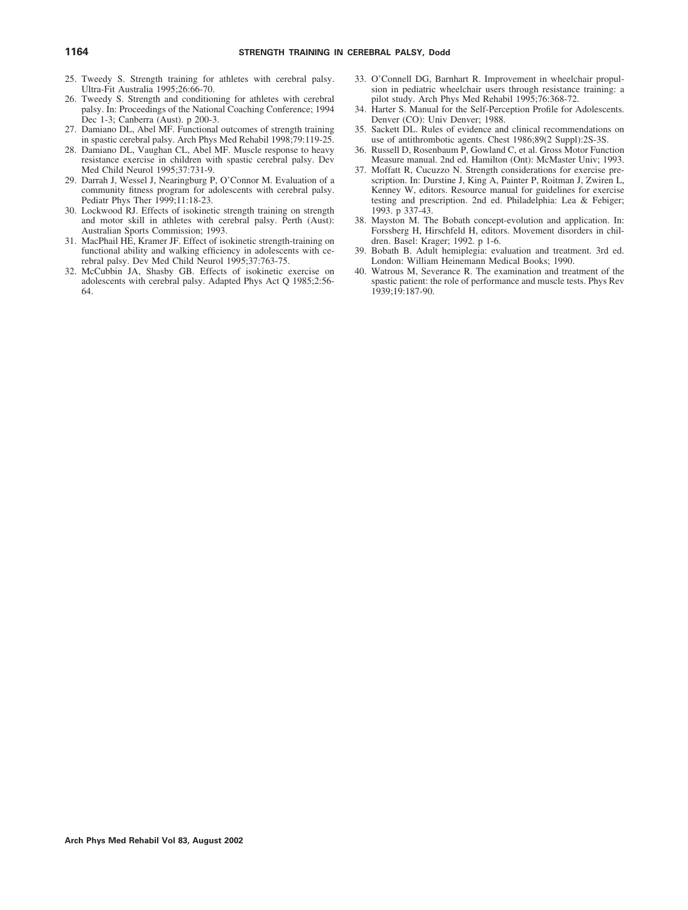25. Tweedy S. Strength training for athletes with cerebral palsy. Ultra-Fit Australia 1995;26:66-70.
26. Tweedy S. Strength and conditioning for athletes with cerebral palsy. In: Proceedings of the National Coaching Conference; 1994 Dec 1-3; Canberra (Aust). p 200-3.
27. Damiano DL, Abel MF. Functional outcomes of strength training in spastic cerebral palsy. Arch Phys Med Rehabil 1998;79:119-25.
28. Damiano DL, Vaughan CL, Abel MF. Muscle response to heavy resistance exercise in children with spastic cerebral palsy. Dev Med Child Neurol 1995;37:731-9.
29. Darrah J, Wessel J, Nearingburg P, O'Connor M. Evaluation of a community fitness program for adolescents with cerebral palsy. Pediatr Phys Ther 1999;11:18-23.
30. Lockwood RJ. Effects of isokinetic strength training on strength and motor skill in athletes with cerebral palsy. Perth (Aust): Australian Sports Commission; 1993.
31. MacPhail HE, Kramer JF. Effect of isokinetic strength-training on functional ability and walking efficiency in adolescents with cerebral palsy. Dev Med Child Neurol 1995;37:763-75.
32. McCubbin JA, Shasby GB. Effects of isokinetic exercise on adolescents with cerebral palsy. Adapted Phys Act Q 1985;2:56-64.
33. O'Connell DG, Barnhart R. Improvement in wheelchair propulsion in pediatric wheelchair users through resistance training: a pilot study. Arch Phys Med Rehabil 1995;76:368-72.
34. Harter S. Manual for the Self-Perception Profile for Adolescents. Denver (CO): Univ Denver; 1988.
35. Sackett DL. Rules of evidence and clinical recommendations on use of antithrombotic agents. Chest 1986;89(2 Suppl):2S-3S.
36. Russell D, Rosenbaum P, Gowland C, et al. Gross Motor Function Measure manual. 2nd ed. Hamilton (Ont): McMaster Univ; 1993.
37. Moffatt R, Cucuzzo N. Strength considerations for exercise prescription. In: Durstine J, King A, Painter P, Roitman J, Zwiren L, Kenney W, editors. Resource manual for guidelines for exercise testing and prescription. 2nd ed. Philadelphia: Lea & Febiger; 1993. p 337-43.
38. Mayston M. The Bobath concept-evolution and application. In: Forssberg H, Hirschfeld H, editors. Movement disorders in children. Basel: Krager; 1992. p 1-6.
39. Bobath B. Adult hemiplegia: evaluation and treatment. 3rd ed. London: William Heinemann Medical Books; 1990.
40. Watrous M, Severance R. The examination and treatment of the spastic patient: the role of performance and muscle tests. Phys Rev 1939;19:187-90.